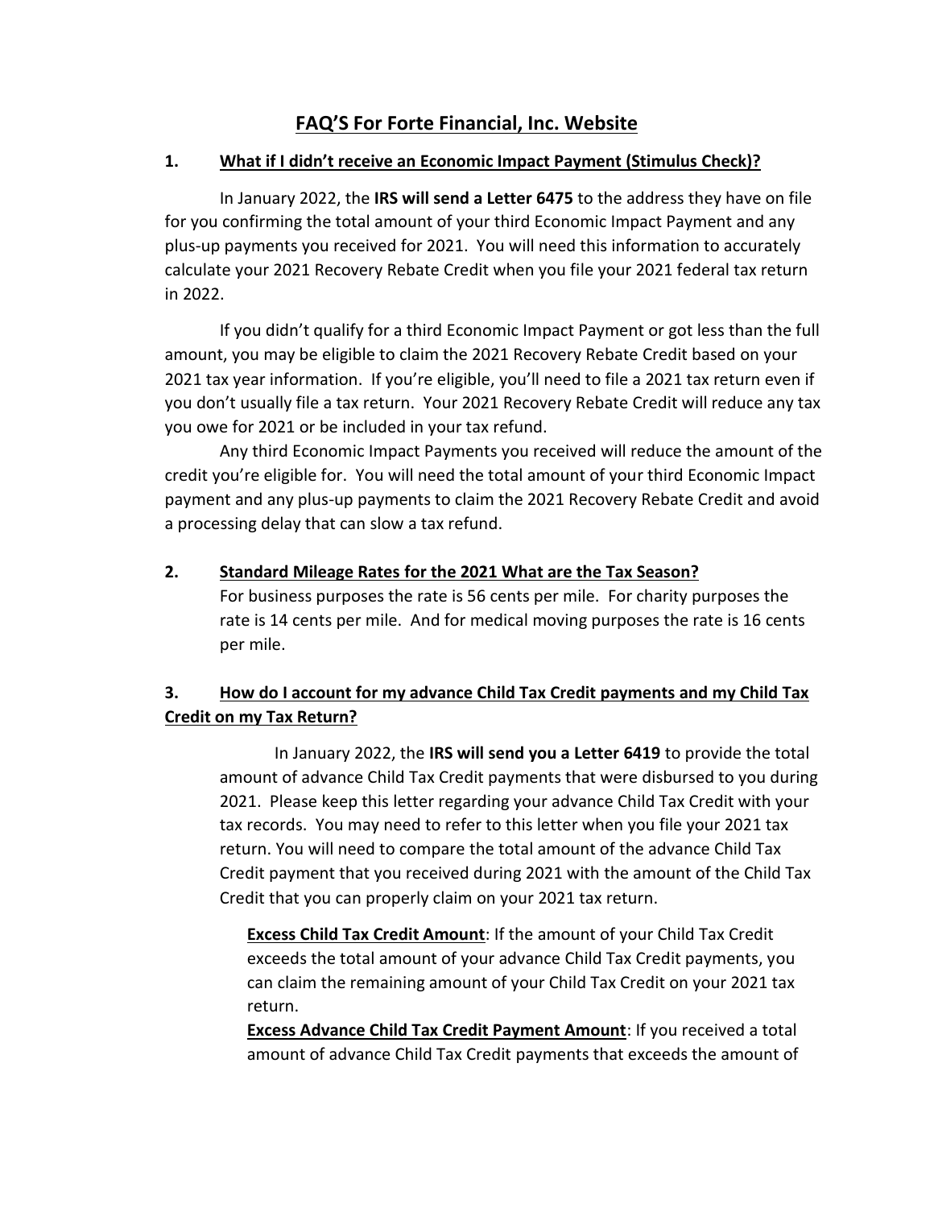// FAQ'S For Forte Financial, Inc. Website

**1. What if I didn't receive an Economic Impact Payment (Stimulus Check)?**

In January 2022, the **IRS will send a Letter 6475** to the address they have on file for you confirming the total amount of your third Economic Impact Payment and any plus-up payments you received for 2021. You will need this information to accurately calculate your 2021 Recovery Rebate Credit when you file your 2021 federal tax return in 2022.

If you didn't qualify for a third Economic Impact Payment or got less than the full amount, you may be eligible to claim the 2021 Recovery Rebate Credit based on your 2021 tax year information. If you're eligible, you'll need to file a 2021 tax return even if you don't usually file a tax return. Your 2021 Recovery Rebate Credit will reduce any tax you owe for 2021 or be included in your tax refund.

Any third Economic Impact Payments you received will reduce the amount of the credit you're eligible for. You will need the total amount of your third Economic Impact payment and any plus-up payments to claim the 2021 Recovery Rebate Credit and avoid a processing delay that can slow a tax refund.

**2. Standard Mileage Rates for the 2021 What are the Tax Season?**

For business purposes the rate is 56 cents per mile. For charity purposes the rate is 14 cents per mile. And for medical moving purposes the rate is 16 cents per mile.

**3. How do I account for my advance Child Tax Credit payments and my Child Tax Credit on my Tax Return?**

In January 2022, the **IRS will send you a Letter 6419** to provide the total amount of advance Child Tax Credit payments that were disbursed to you during 2021. Please keep this letter regarding your advance Child Tax Credit with your tax records. You may need to refer to this letter when you file your 2021 tax return. You will need to compare the total amount of the advance Child Tax Credit payment that you received during 2021 with the amount of the Child Tax Credit that you can properly claim on your 2021 tax return.

**Excess Child Tax Credit Amount**: If the amount of your Child Tax Credit exceeds the total amount of your advance Child Tax Credit payments, you can claim the remaining amount of your Child Tax Credit on your 2021 tax return.

**Excess Advance Child Tax Credit Payment Amount**: If you received a total amount of advance Child Tax Credit payments that exceeds the amount of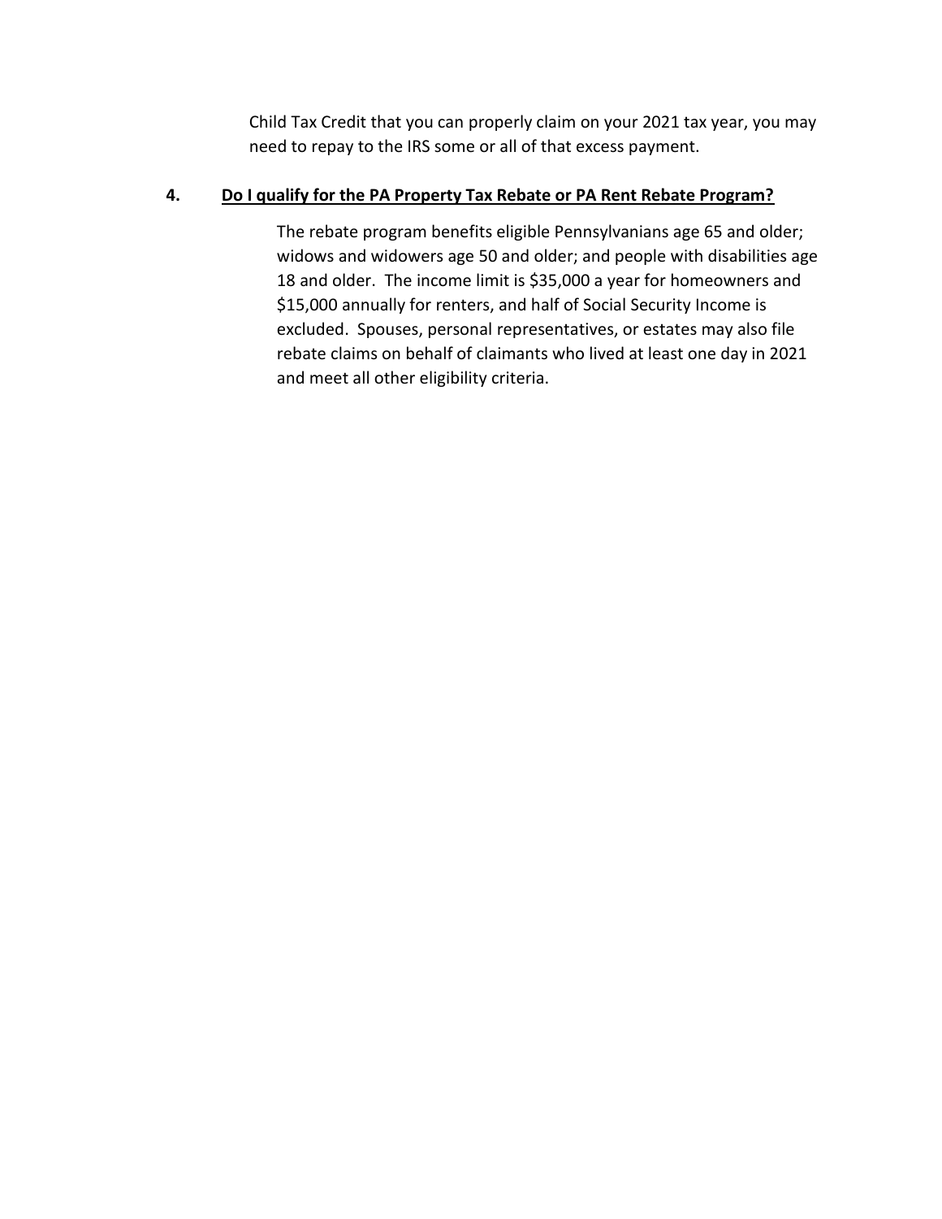Child Tax Credit that you can properly claim on your 2021 tax year, you may need to repay to the IRS some or all of that excess payment.

### 4. **Do I qualify for the PA Property Tax Rebate or PA Rent Rebate Program?**

The rebate program benefits eligible Pennsylvanians age 65 and older; widows and widowers age 50 and older; and people with disabilities age 18 and older. The income limit is $35,000 a year for homeowners and $15,000 annually for renters, and half of Social Security Income is excluded. Spouses, personal representatives, or estates may also file rebate claims on behalf of claimants who lived at least one day in 2021 and meet all other eligibility criteria.